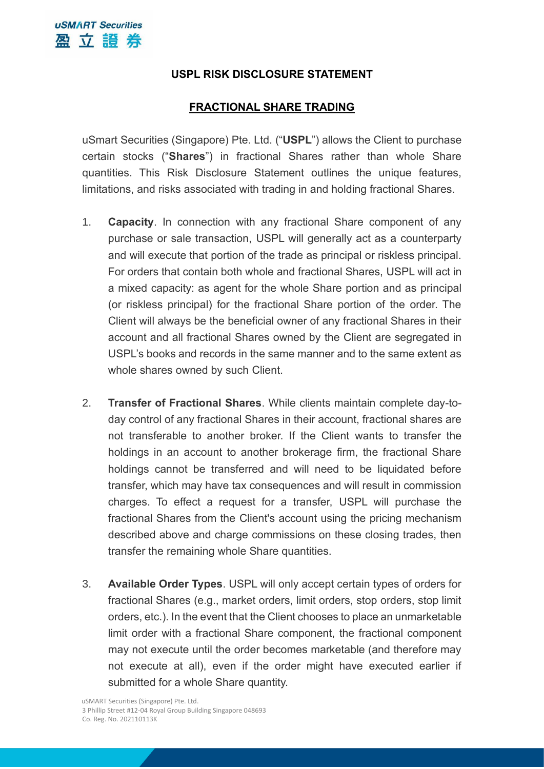# USPL RISK DISCLOSURE STATEMENT

## FRACTIONAL SHARE TRADING

uSmart Securities (Singapore) Pte. Ltd. ("**USPL**") allows the Client to purchase certain stocks ("**Shares**") in fractional Shares rather than whole Share quantities. This Risk Disclosure Statement outlines the unique features, limitations, and risks associated with trading in and holding fractional Shares.

1. **Capacity**. In connection with any fractional Share component of any purchase or sale transaction, USPL will generally act as a counterparty and will execute that portion of the trade as principal or riskless principal. For orders that contain both whole and fractional Shares, USPL will act in a mixed capacity: as agent for the whole Share portion and as principal (or riskless principal) for the fractional Share portion of the order. The Client will always be the beneficial owner of any fractional Shares in their account and all fractional Shares owned by the Client are segregated in USPL's books and records in the same manner and to the same extent as whole shares owned by such Client.

2. **Transfer of Fractional Shares**. While clients maintain complete day-to-day control of any fractional Shares in their account, fractional shares are not transferable to another broker. If the Client wants to transfer the holdings in an account to another brokerage firm, the fractional Share holdings cannot be transferred and will need to be liquidated before transfer, which may have tax consequences and will result in commission charges. To effect a request for a transfer, USPL will purchase the fractional Shares from the Client's account using the pricing mechanism described above and charge commissions on these closing trades, then transfer the remaining whole Share quantities.

3. **Available Order Types**. USPL will only accept certain types of orders for fractional Shares (e.g., market orders, limit orders, stop orders, stop limit orders, etc.). In the event that the Client chooses to place an unmarketable limit order with a fractional Share component, the fractional component may not execute until the order becomes marketable (and therefore may not execute at all), even if the order might have executed earlier if submitted for a whole Share quantity.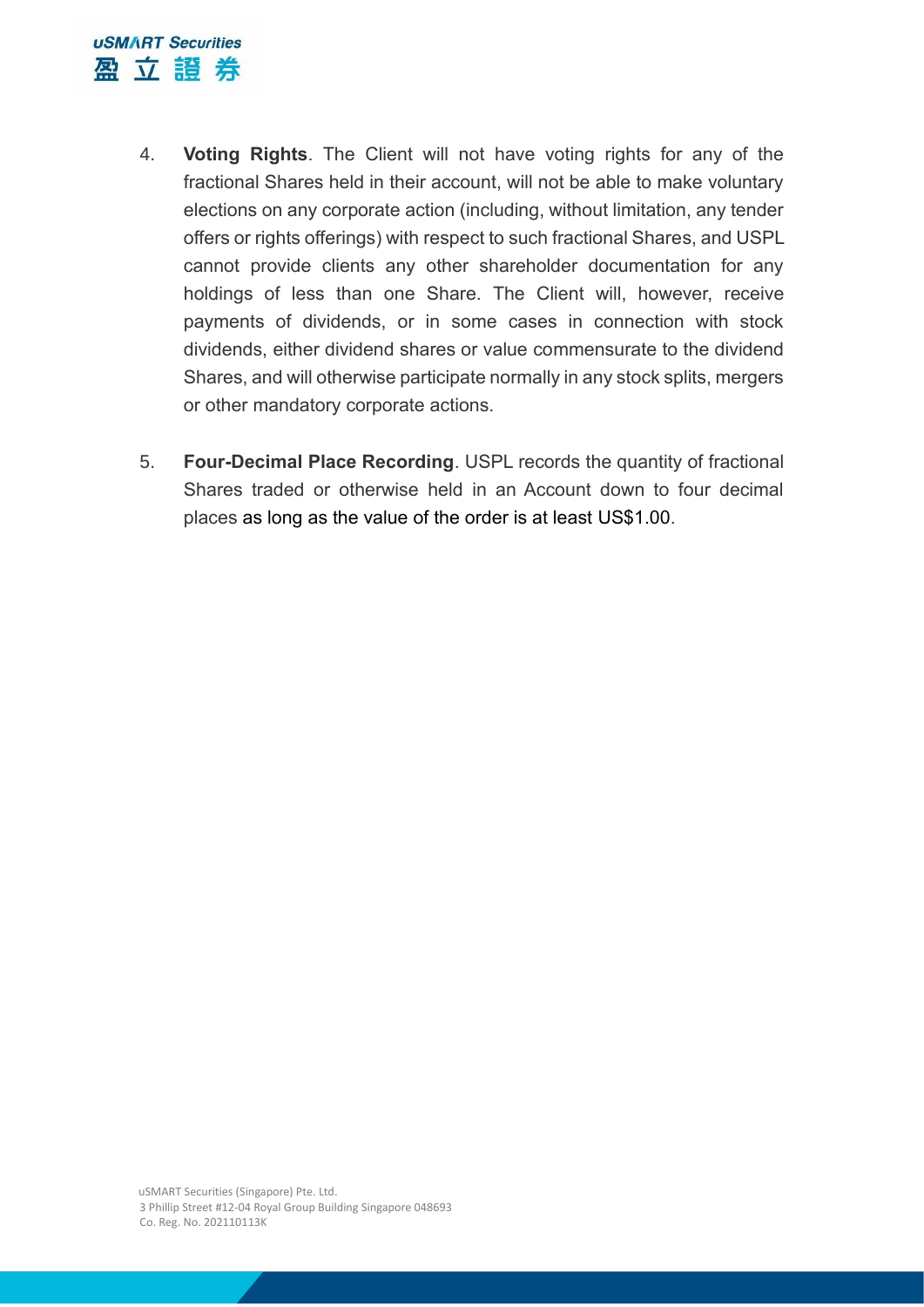4. **Voting Rights**. The Client will not have voting rights for any of the fractional Shares held in their account, will not be able to make voluntary elections on any corporate action (including, without limitation, any tender offers or rights offerings) with respect to such fractional Shares, and USPL cannot provide clients any other shareholder documentation for any holdings of less than one Share. The Client will, however, receive payments of dividends, or in some cases in connection with stock dividends, either dividend shares or value commensurate to the dividend Shares, and will otherwise participate normally in any stock splits, mergers or other mandatory corporate actions.

5. **Four-Decimal Place Recording**. USPL records the quantity of fractional Shares traded or otherwise held in an Account down to four decimal places as long as the value of the order is at least US$1.00.